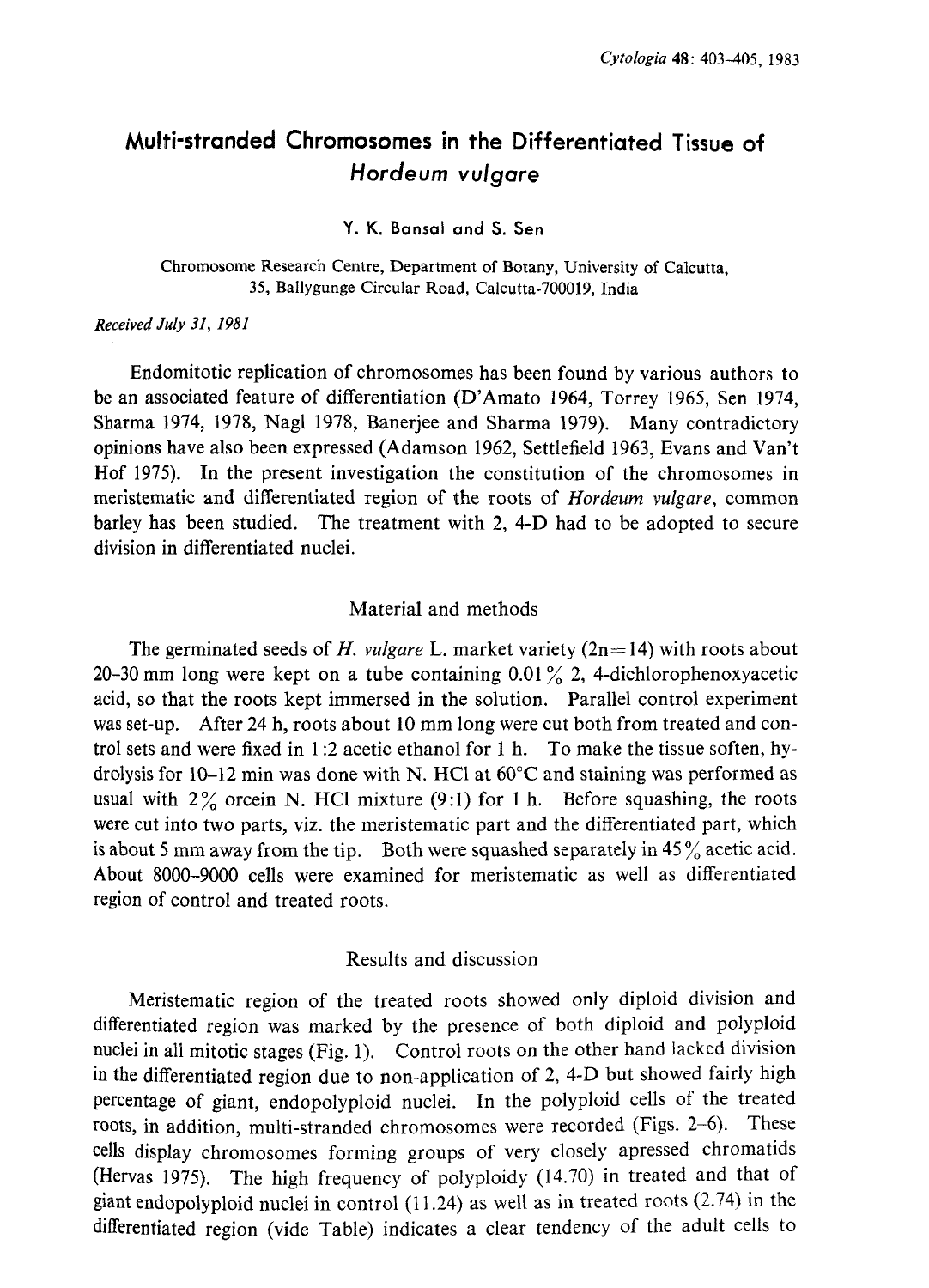# Multi-stranded Chromosomes in the Differentiated Tissue of *Hordeum vulgare*

Y. K. Bansal and S. Sen

Chromosome Research Centre, Department of Botany, University of Calcutta, 35, Ballygunge Circular Road, Calcutta-700019, India

*Received July 31, 1981*

Endomitotic replication of chromosomes has been found by various authors to be an associated feature of differentiation (D'Amato 1964, Torrey 1965, Sen 1974, Sharma 1974, 1978, Nagl 1978, Banerjee and Sharma 1979). Many contradictory opinions have also been expressed (Adamson 1962, Settlefield 1963, Evans and Van't Hof 1975). In the present investigation the constitution of the chromosomes in meristematic and differentiated region of the roots of *Hordeum vulgare*, common barley has been studied. The treatment with 2, 4-D had to be adopted to secure division in differentiated nuclei.

## Material and methods

The germinated seeds of *H. vulgare* L. market variety (2n=14) with roots about 20–30 mm long were kept on a tube containing 0.01% 2, 4-dichlorophenoxyacetic acid, so that the roots kept immersed in the solution. Parallel control experiment was set-up. After 24 h, roots about 10 mm long were cut both from treated and control sets and were fixed in 1:2 acetic ethanol for 1 h. To make the tissue soften, hydrolysis for 10–12 min was done with N. HCl at 60°C and staining was performed as usual with 2% orcein N. HCl mixture (9:1) for 1 h. Before squashing, the roots were cut into two parts, viz. the meristematic part and the differentiated part, which is about 5 mm away from the tip. Both were squashed separately in 45% acetic acid. About 8000–9000 cells were examined for meristematic as well as differentiated region of control and treated roots.

## Results and discussion

Meristematic region of the treated roots showed only diploid division and differentiated region was marked by the presence of both diploid and polyploid nuclei in all mitotic stages (Fig. 1). Control roots on the other hand lacked division in the differentiated region due to non-application of 2, 4-D but showed fairly high percentage of giant, endopolyploid nuclei. In the polyploid cells of the treated roots, in addition, multi-stranded chromosomes were recorded (Figs. 2–6). These cells display chromosomes forming groups of very closely apressed chromatids (Hervas 1975). The high frequency of polyploidy (14.70) in treated and that of giant endopolyploid nuclei in control (11.24) as well as in treated roots (2.74) in the differentiated region (vide Table) indicates a clear tendency of the adult cells to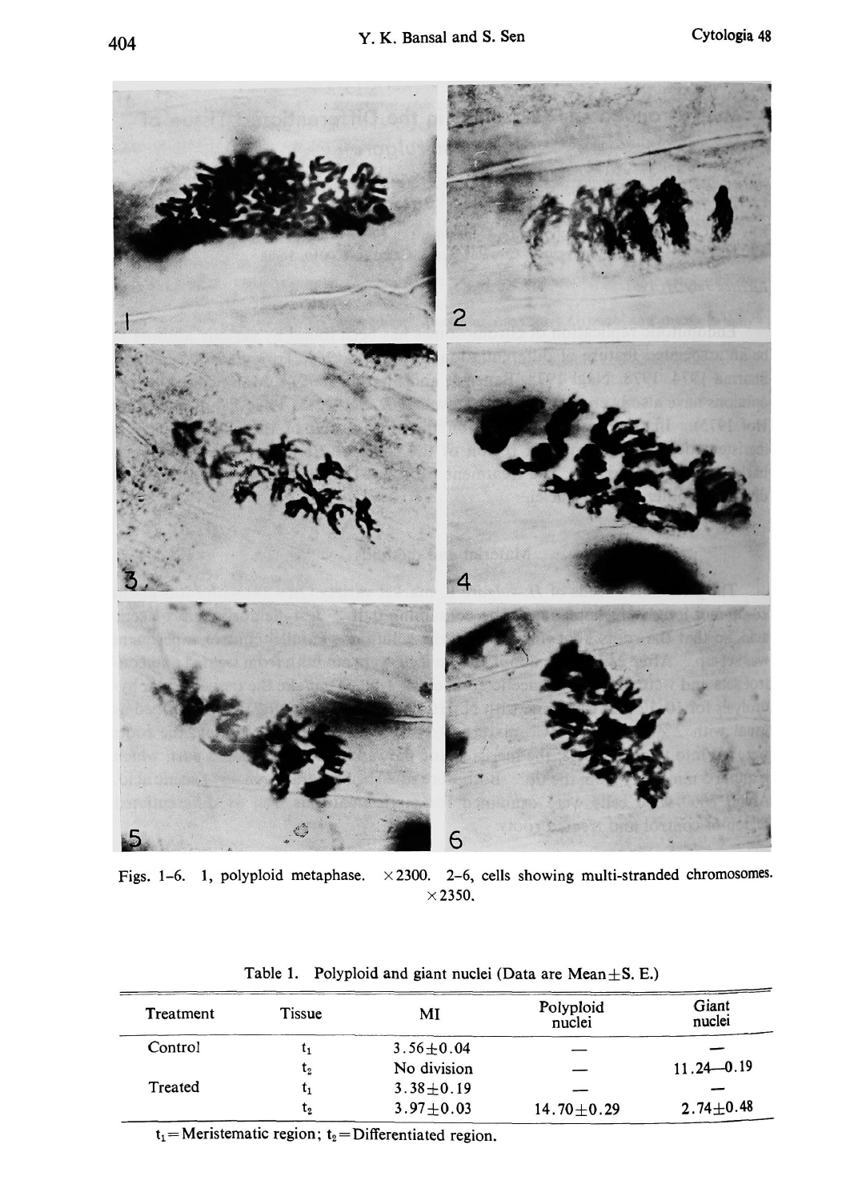Figs. 1–6. 1, polyploid metaphase. ×2300. 2–6, cells showing multi-stranded chromosomes. ×2350.

Table 1. Polyploid and giant nuclei (Data are Mean±S. E.)

| Treatment | Tissue | MI | Polyploid nuclei | Giant nuclei |
|---|---|---|---|---|
| Control | $t_1$ | 3.56±0.04 | — | — |
| | $t_2$ | No division | — | 11.24—0.19 |
| Treated | $t_1$ | 3.38±0.19 | — | — |
| | $t_2$ | 3.97±0.03 | 14.70±0.29 | 2.74±0.48 |

$t_1$=Meristematic region; $t_2$=Differentiated region.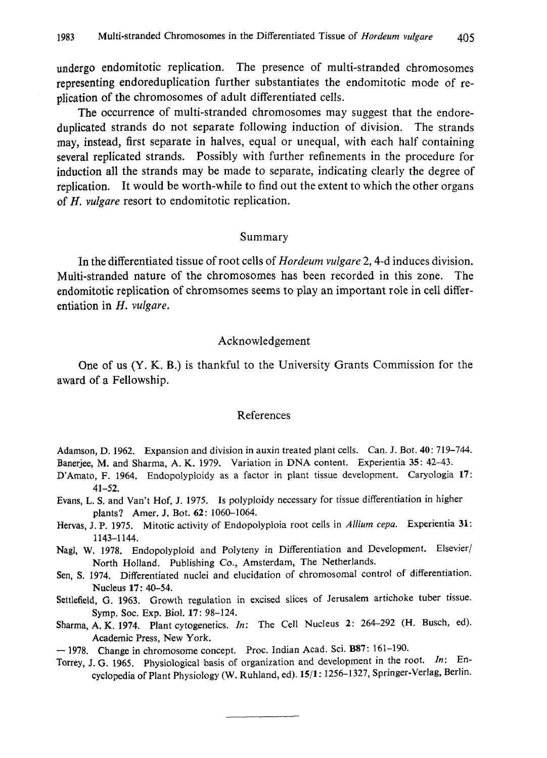undergo endomitotic replication. The presence of multi-stranded chromosomes representing endoreduplication further substantiates the endomitotic mode of replication of the chromosomes of adult differentiated cells.

The occurrence of multi-stranded chromosomes may suggest that the endoreduplicated strands do not separate following induction of division. The strands may, instead, first separate in halves, equal or unequal, with each half containing several replicated strands. Possibly with further refinements in the procedure for induction all the strands may be made to separate, indicating clearly the degree of replication. It would be worth-while to find out the extent to which the other organs of *H. vulgare* resort to endomitotic replication.

## Summary

In the differentiated tissue of root cells of *Hordeum vulgare* 2, 4-d induces division. Multi-stranded nature of the chromosomes has been recorded in this zone. The endomitotic replication of chromsomes seems to play an important role in cell differentiation in *H. vulgare*.

## Acknowledgement

One of us (Y. K. B.) is thankful to the University Grants Commission for the award of a Fellowship.

## References

Adamson, D. 1962. Expansion and division in auxin treated plant cells. Can. J. Bot. **40**: 719–744.

Banerjee, M. and Sharma, A. K. 1979. Variation in DNA content. Experientia **35**: 42–43.

D'Amato, F. 1964. Endopolyploidy as a factor in plant tissue development. Caryologia **17**: 41–52.

Evans, L. S. and Van't Hof, J. 1975. Is polyploidy necessary for tissue differentiation in higher plants? Amer. J. Bot. **62**: 1060–1064.

Hervas, J. P. 1975. Mitotic activity of Endopolyploia root cells in *Allium cepa*. Experientia **31**: 1143–1144.

Nagl, W. 1978. Endopolyploid and Polyteny in Differentiation and Development. Elsevier/North Holland. Publishing Co., Amsterdam, The Netherlands.

Sen, S. 1974. Differentiated nuclei and elucidation of chromosomal control of differentiation. Nucleus **17**: 40–54.

Settlefield, G. 1963. Growth regulation in excised slices of Jerusalem artichoke tuber tissue. Symp. Soc. Exp. Biol. **17**: 98–124.

Sharma, A. K. 1974. Plant cytogenetics. *In*: The Cell Nucleus **2**: 264–292 (H. Busch, ed). Academic Press, New York.

— 1978. Change in chromosome concept. Proc. Indian Acad. Sci. **B87**: 161–190.

Torrey, J. G. 1965. Physiological basis of organization and development in the root. *In*: Encyclopedia of Plant Physiology (W. Ruhland, ed). **15/1**: 1256–1327, Springer-Verlag, Berlin.